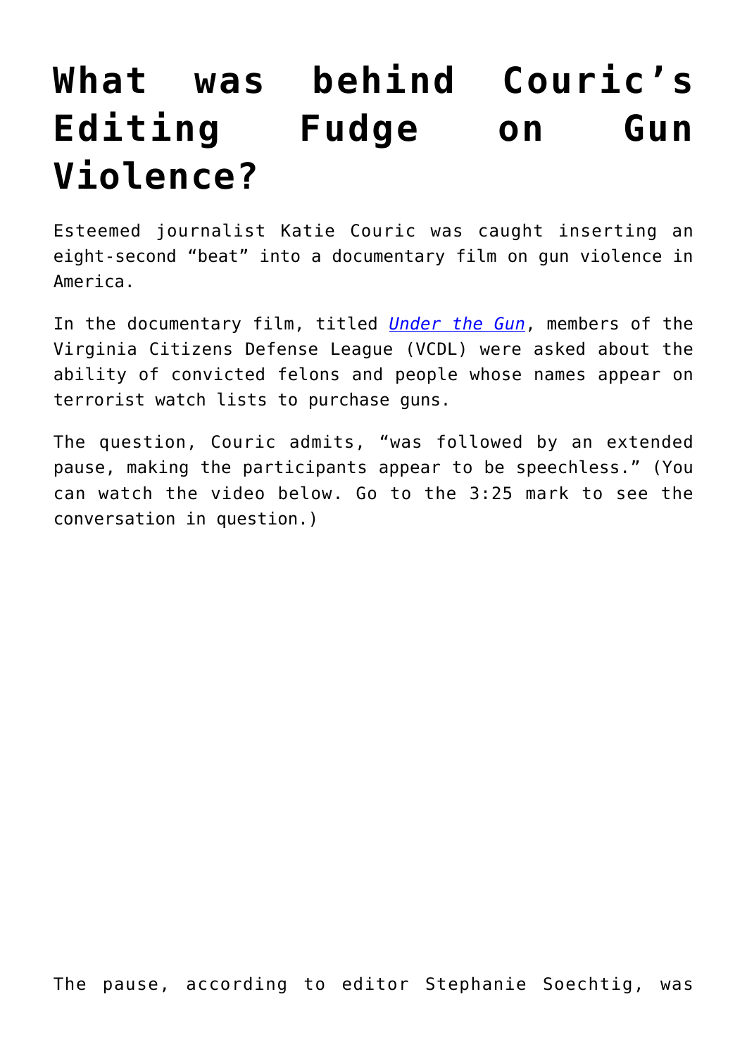# What was behind Couric's Editing Fudge on Gun Violence?

Esteemed journalist Katie Couric was caught inserting an eight-second "beat" into a documentary film on gun violence in America.

In the documentary film, titled *Under the Gun*, members of the Virginia Citizens Defense League (VCDL) were asked about the ability of convicted felons and people whose names appear on terrorist watch lists to purchase guns.

The question, Couric admits, "was followed by an extended pause, making the participants appear to be speechless." (You can watch the video below. Go to the 3:25 mark to see the conversation in question.)

The pause, according to editor Stephanie Soechtig, was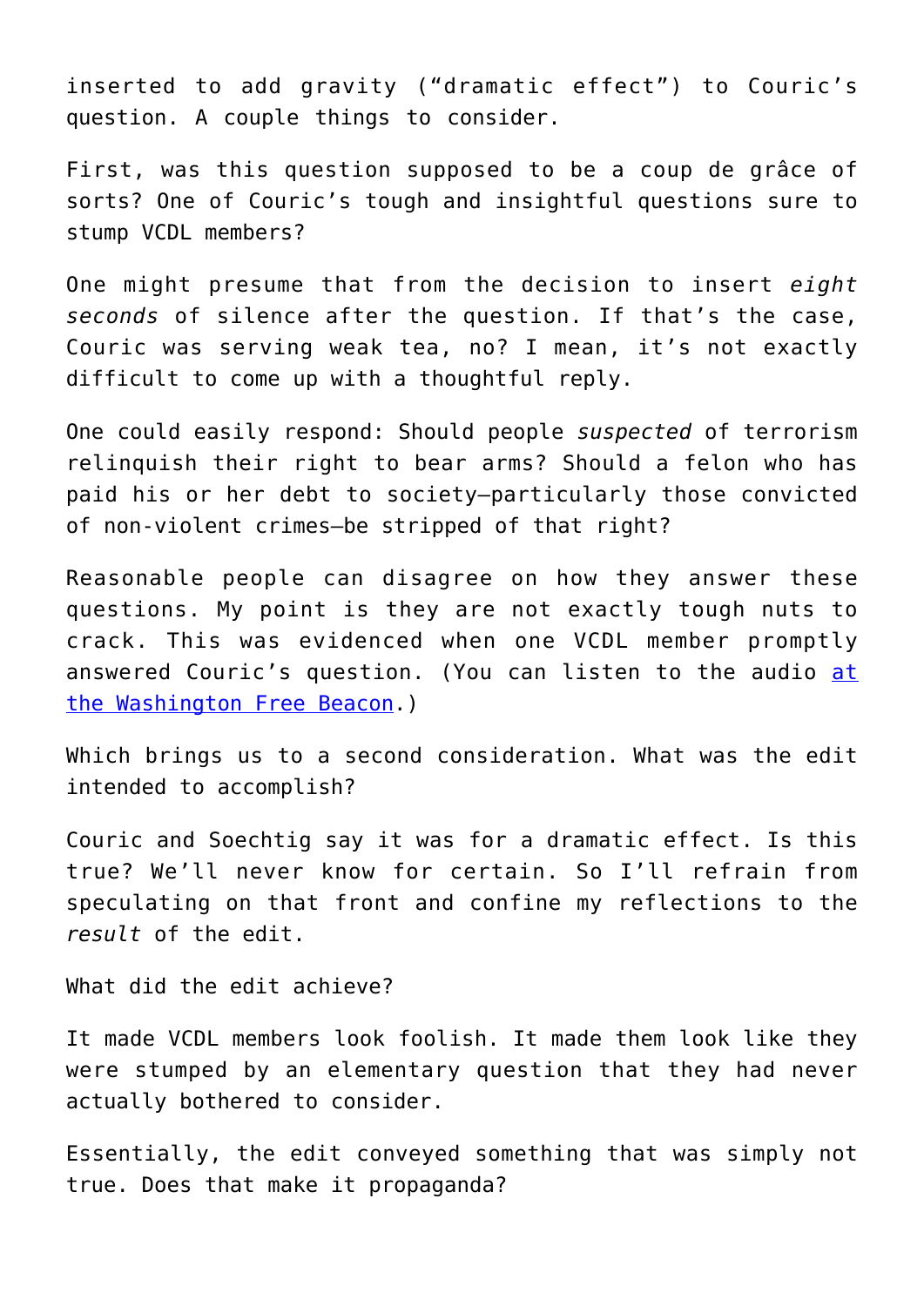inserted to add gravity ("dramatic effect") to Couric's question. A couple things to consider.

First, was this question supposed to be a coup de grâce of sorts? One of Couric's tough and insightful questions sure to stump VCDL members?

One might presume that from the decision to insert *eight seconds* of silence after the question. If that's the case, Couric was serving weak tea, no? I mean, it's not exactly difficult to come up with a thoughtful reply.

One could easily respond: Should people *suspected* of terrorism relinquish their right to bear arms? Should a felon who has paid his or her debt to society—particularly those convicted of non-violent crimes—be stripped of that right?

Reasonable people can disagree on how they answer these questions. My point is they are not exactly tough nuts to crack. This was evidenced when one VCDL member promptly answered Couric's question. (You can listen to the audio [at the Washington Free Beacon](#).)

Which brings us to a second consideration. What was the edit intended to accomplish?

Couric and Soechtig say it was for a dramatic effect. Is this true? We'll never know for certain. So I'll refrain from speculating on that front and confine my reflections to the *result* of the edit.

What did the edit achieve?

It made VCDL members look foolish. It made them look like they were stumped by an elementary question that they had never actually bothered to consider.

Essentially, the edit conveyed something that was simply not true. Does that make it propaganda?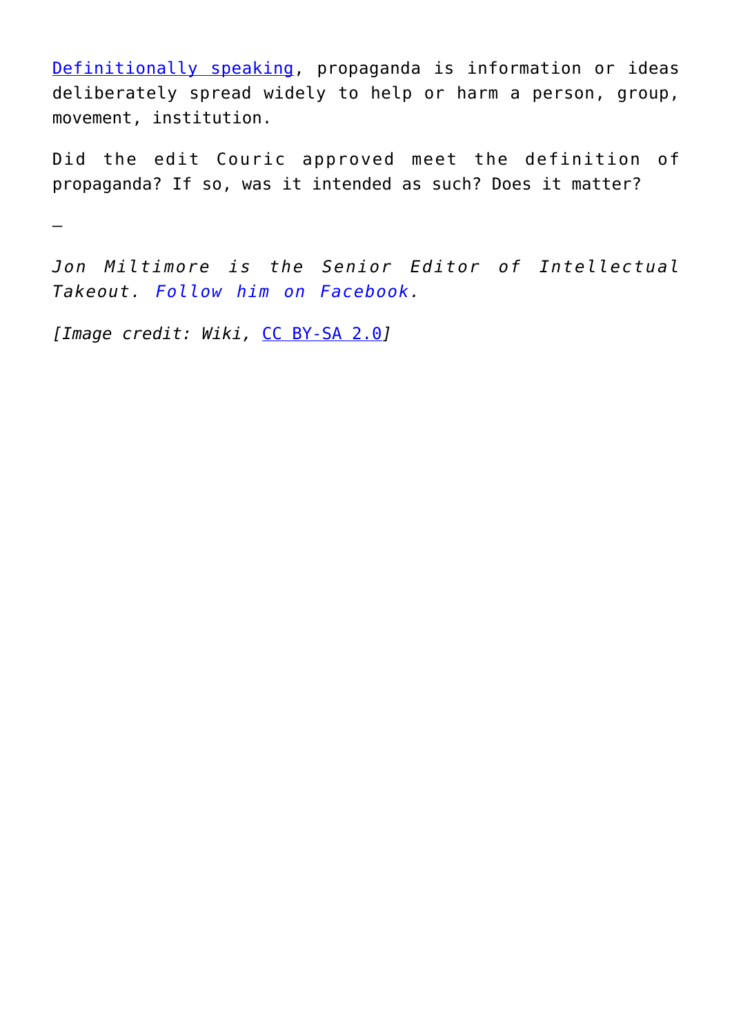Definitionally speaking, propaganda is information or ideas deliberately spread widely to help or harm a person, group, movement, institution.

Did the edit Couric approved meet the definition of propaganda? If so, was it intended as such? Does it matter?

—

*Jon Miltimore is the Senior Editor of Intellectual Takeout. Follow him on Facebook.*

*[Image credit: Wiki, CC BY-SA 2.0]*